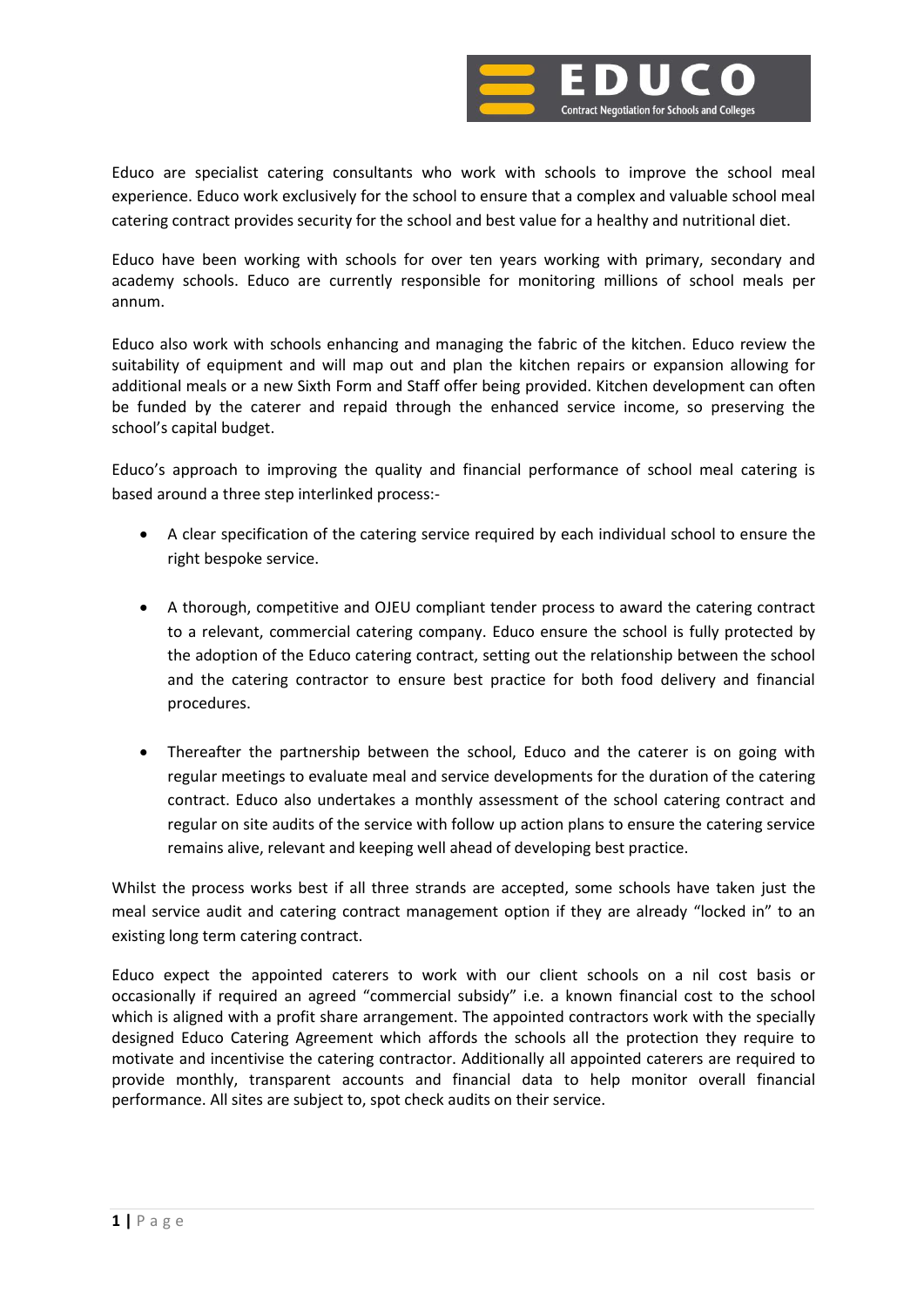Educo are specialist catering consultants who work with schools to improve the school meal experience. Educo work exclusively for the school to ensure that a complex and valuable school meal catering contract provides security for the school and best value for a healthy and nutritional diet.

Educo have been working with schools for over ten years working with primary, secondary and academy schools. Educo are currently responsible for monitoring millions of school meals per annum.

Educo also work with schools enhancing and managing the fabric of the kitchen. Educo review the suitability of equipment and will map out and plan the kitchen repairs or expansion allowing for additional meals or a new Sixth Form and Staff offer being provided. Kitchen development can often be funded by the caterer and repaid through the enhanced service income, so preserving the school's capital budget.

Educo's approach to improving the quality and financial performance of school meal catering is based around a three step interlinked process:-

- A clear specification of the catering service required by each individual school to ensure the right bespoke service.

- A thorough, competitive and OJEU compliant tender process to award the catering contract to a relevant, commercial catering company. Educo ensure the school is fully protected by the adoption of the Educo catering contract, setting out the relationship between the school and the catering contractor to ensure best practice for both food delivery and financial procedures.

- Thereafter the partnership between the school, Educo and the caterer is on going with regular meetings to evaluate meal and service developments for the duration of the catering contract. Educo also undertakes a monthly assessment of the school catering contract and regular on site audits of the service with follow up action plans to ensure the catering service remains alive, relevant and keeping well ahead of developing best practice.

Whilst the process works best if all three strands are accepted, some schools have taken just the meal service audit and catering contract management option if they are already "locked in" to an existing long term catering contract.

Educo expect the appointed caterers to work with our client schools on a nil cost basis or occasionally if required an agreed "commercial subsidy" i.e. a known financial cost to the school which is aligned with a profit share arrangement. The appointed contractors work with the specially designed Educo Catering Agreement which affords the schools all the protection they require to motivate and incentivise the catering contractor. Additionally all appointed caterers are required to provide monthly, transparent accounts and financial data to help monitor overall financial performance. All sites are subject to, spot check audits on their service.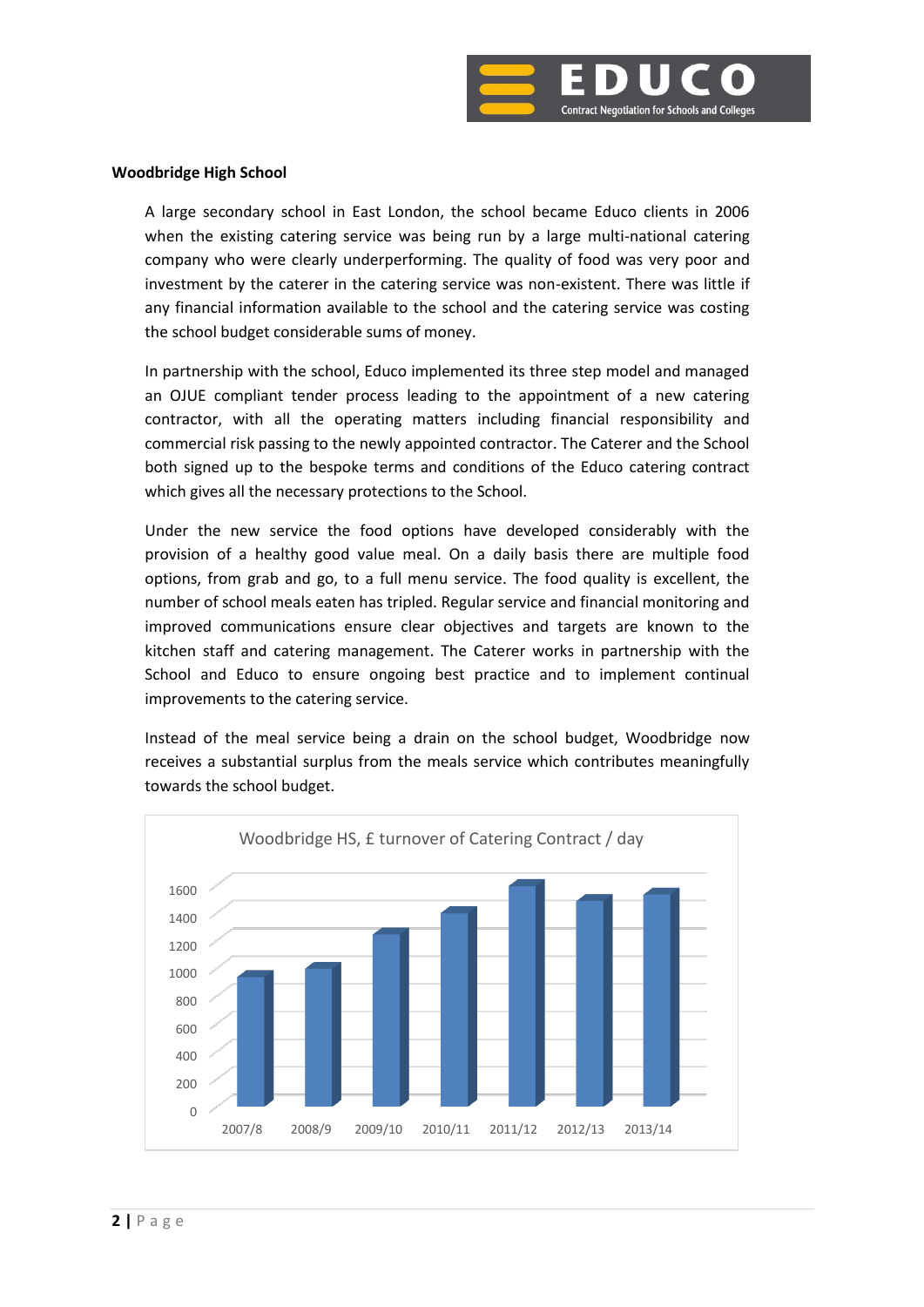**Woodbridge High School**

A large secondary school in East London, the school became Educo clients in 2006 when the existing catering service was being run by a large multi-national catering company who were clearly underperforming. The quality of food was very poor and investment by the caterer in the catering service was non-existent. There was little if any financial information available to the school and the catering service was costing the school budget considerable sums of money.

In partnership with the school, Educo implemented its three step model and managed an OJUE compliant tender process leading to the appointment of a new catering contractor, with all the operating matters including financial responsibility and commercial risk passing to the newly appointed contractor. The Caterer and the School both signed up to the bespoke terms and conditions of the Educo catering contract which gives all the necessary protections to the School.

Under the new service the food options have developed considerably with the provision of a healthy good value meal. On a daily basis there are multiple food options, from grab and go, to a full menu service. The food quality is excellent, the number of school meals eaten has tripled. Regular service and financial monitoring and improved communications ensure clear objectives and targets are known to the kitchen staff and catering management. The Caterer works in partnership with the School and Educo to ensure ongoing best practice and to implement continual improvements to the catering service.

Instead of the meal service being a drain on the school budget, Woodbridge now receives a substantial surplus from the meals service which contributes meaningfully towards the school budget.

Woodbridge HS, £ turnover of Catering Contract / day

| Year | £ / day (approx.) |
|---|---|
| 2007/8 | 940 |
| 2008/9 | 1000 |
| 2009/10 | 1250 |
| 2010/11 | 1400 |
| 2011/12 | 1600 |
| 2012/13 | 1490 |
| 2013/14 | 1540 |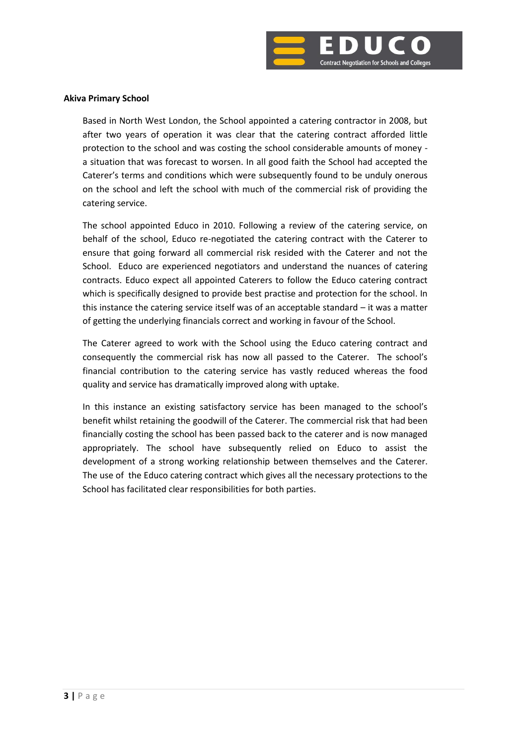**Akiva Primary School**

Based in North West London, the School appointed a catering contractor in 2008, but after two years of operation it was clear that the catering contract afforded little protection to the school and was costing the school considerable amounts of money - a situation that was forecast to worsen. In all good faith the School had accepted the Caterer's terms and conditions which were subsequently found to be unduly onerous on the school and left the school with much of the commercial risk of providing the catering service.

The school appointed Educo in 2010. Following a review of the catering service, on behalf of the school, Educo re-negotiated the catering contract with the Caterer to ensure that going forward all commercial risk resided with the Caterer and not the School. Educo are experienced negotiators and understand the nuances of catering contracts. Educo expect all appointed Caterers to follow the Educo catering contract which is specifically designed to provide best practise and protection for the school. In this instance the catering service itself was of an acceptable standard – it was a matter of getting the underlying financials correct and working in favour of the School.

The Caterer agreed to work with the School using the Educo catering contract and consequently the commercial risk has now all passed to the Caterer. The school's financial contribution to the catering service has vastly reduced whereas the food quality and service has dramatically improved along with uptake.

In this instance an existing satisfactory service has been managed to the school's benefit whilst retaining the goodwill of the Caterer. The commercial risk that had been financially costing the school has been passed back to the caterer and is now managed appropriately. The school have subsequently relied on Educo to assist the development of a strong working relationship between themselves and the Caterer. The use of the Educo catering contract which gives all the necessary protections to the School has facilitated clear responsibilities for both parties.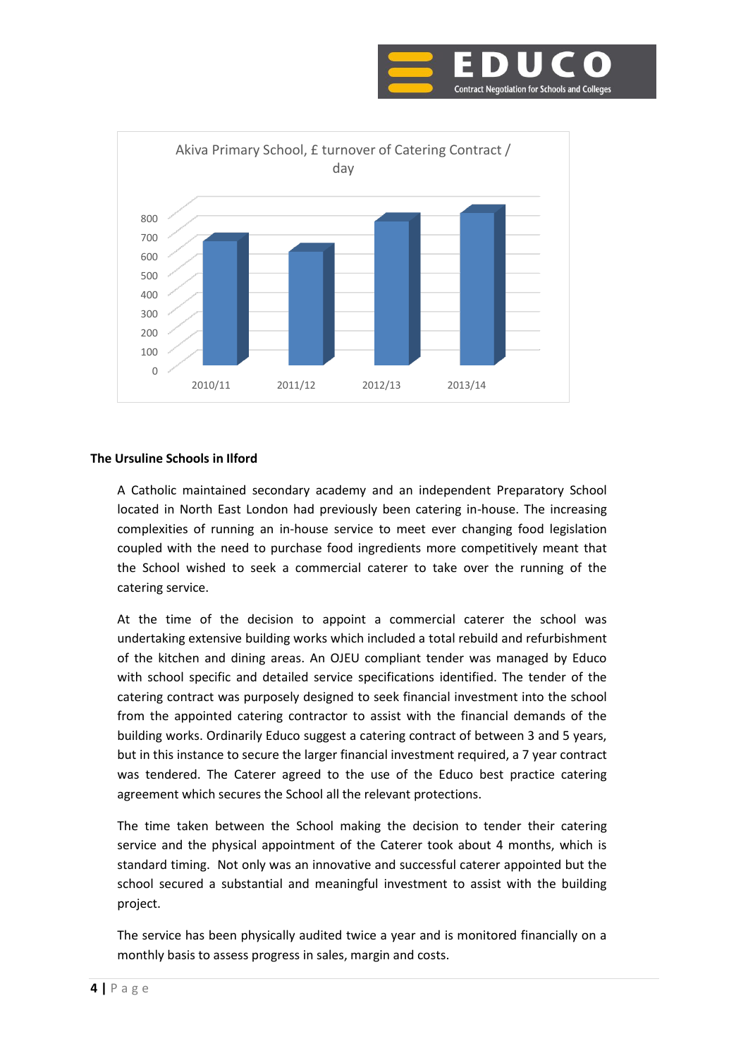Akiva Primary School, £ turnover of Catering Contract / day

| Year | £ / day |
| --- | --- |
| 2010/11 | ~660 |
| 2011/12 | ~610 |
| 2012/13 | ~760 |
| 2013/14 | ~800 |

**The Ursuline Schools in Ilford**

A Catholic maintained secondary academy and an independent Preparatory School located in North East London had previously been catering in-house. The increasing complexities of running an in-house service to meet ever changing food legislation coupled with the need to purchase food ingredients more competitively meant that the School wished to seek a commercial caterer to take over the running of the catering service.

At the time of the decision to appoint a commercial caterer the school was undertaking extensive building works which included a total rebuild and refurbishment of the kitchen and dining areas. An OJEU compliant tender was managed by Educo with school specific and detailed service specifications identified. The tender of the catering contract was purposely designed to seek financial investment into the school from the appointed catering contractor to assist with the financial demands of the building works. Ordinarily Educo suggest a catering contract of between 3 and 5 years, but in this instance to secure the larger financial investment required, a 7 year contract was tendered. The Caterer agreed to the use of the Educo best practice catering agreement which secures the School all the relevant protections.

The time taken between the School making the decision to tender their catering service and the physical appointment of the Caterer took about 4 months, which is standard timing. Not only was an innovative and successful caterer appointed but the school secured a substantial and meaningful investment to assist with the building project.

The service has been physically audited twice a year and is monitored financially on a monthly basis to assess progress in sales, margin and costs.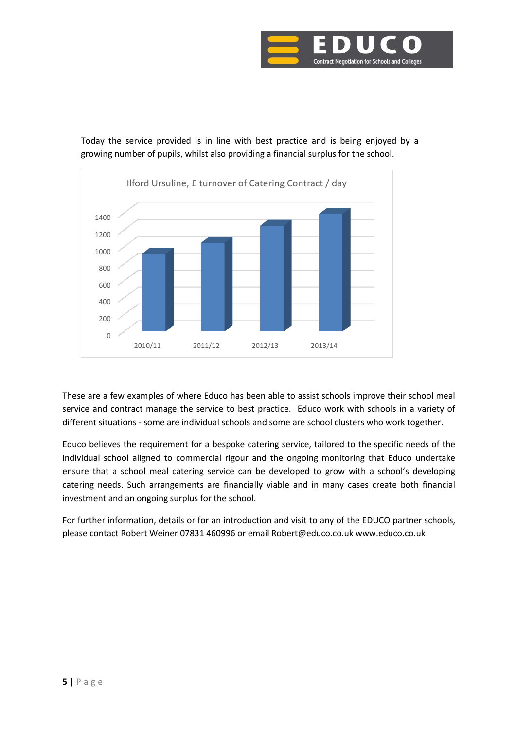Today the service provided is in line with best practice and is being enjoyed by a growing number of pupils, whilst also providing a financial surplus for the school.

Ilford Ursuline, £ turnover of Catering Contract / day

1400
1200
1000
800
600
400
200
0

2010/11
2011/12
2012/13
2013/14

These are a few examples of where Educo has been able to assist schools improve their school meal service and contract manage the service to best practice. Educo work with schools in a variety of different situations - some are individual schools and some are school clusters who work together.

Educo believes the requirement for a bespoke catering service, tailored to the specific needs of the individual school aligned to commercial rigour and the ongoing monitoring that Educo undertake ensure that a school meal catering service can be developed to grow with a school's developing catering needs. Such arrangements are financially viable and in many cases create both financial investment and an ongoing surplus for the school.

For further information, details or for an introduction and visit to any of the EDUCO partner schools, please contact Robert Weiner 07831 460996 or email Robert@educo.co.uk www.educo.co.uk